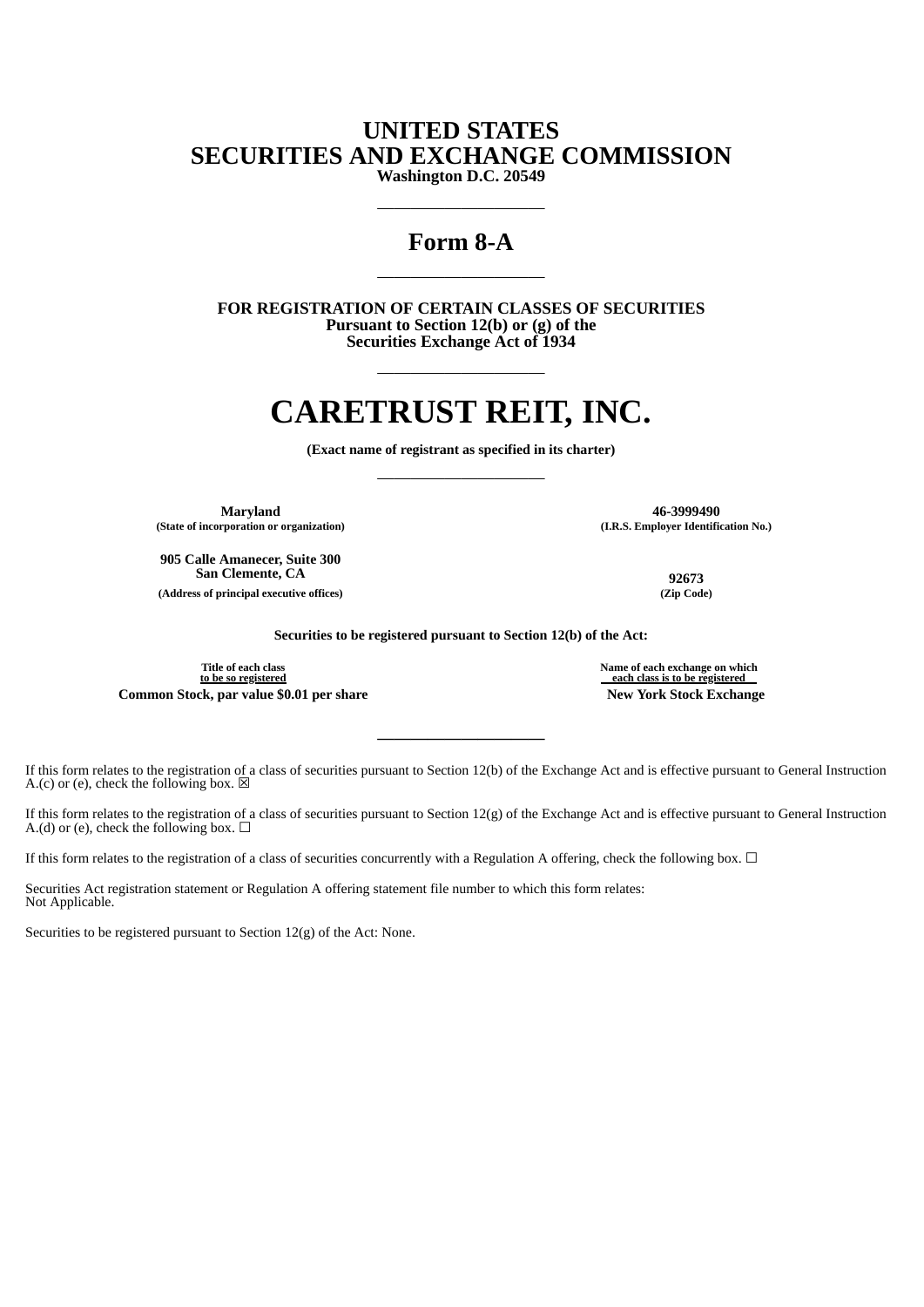# UNITED STATES
# SECURITIES AND EXCHANGE COMMISSION
**Washington D.C. 20549**

---

# Form 8-A

---

**FOR REGISTRATION OF CERTAIN CLASSES OF SECURITIES**
**Pursuant to Section 12(b) or (g) of the**
**Securities Exchange Act of 1934**

---

# CARETRUST REIT, INC.

**(Exact name of registrant as specified in its charter)**

---

| | |
|---|---|
| **Maryland** | **46-3999490** |
| **(State of incorporation or organization)** | **(I.R.S. Employer Identification No.)** |
| **905 Calle Amanecer, Suite 300**<br>**San Clemente, CA** | **92673** |
| **(Address of principal executive offices)** | **(Zip Code)** |

**Securities to be registered pursuant to Section 12(b) of the Act:**

| Title of each class to be so registered | Name of each exchange on which each class is to be registered |
|---|---|
| **Common Stock, par value $0.01 per share** | **New York Stock Exchange** |

---

If this form relates to the registration of a class of securities pursuant to Section 12(b) of the Exchange Act and is effective pursuant to General Instruction A.(c) or (e), check the following box. ☒

If this form relates to the registration of a class of securities pursuant to Section 12(g) of the Exchange Act and is effective pursuant to General Instruction A.(d) or (e), check the following box. ☐

If this form relates to the registration of a class of securities concurrently with a Regulation A offering, check the following box. ☐

Securities Act registration statement or Regulation A offering statement file number to which this form relates:
Not Applicable.

Securities to be registered pursuant to Section 12(g) of the Act: None.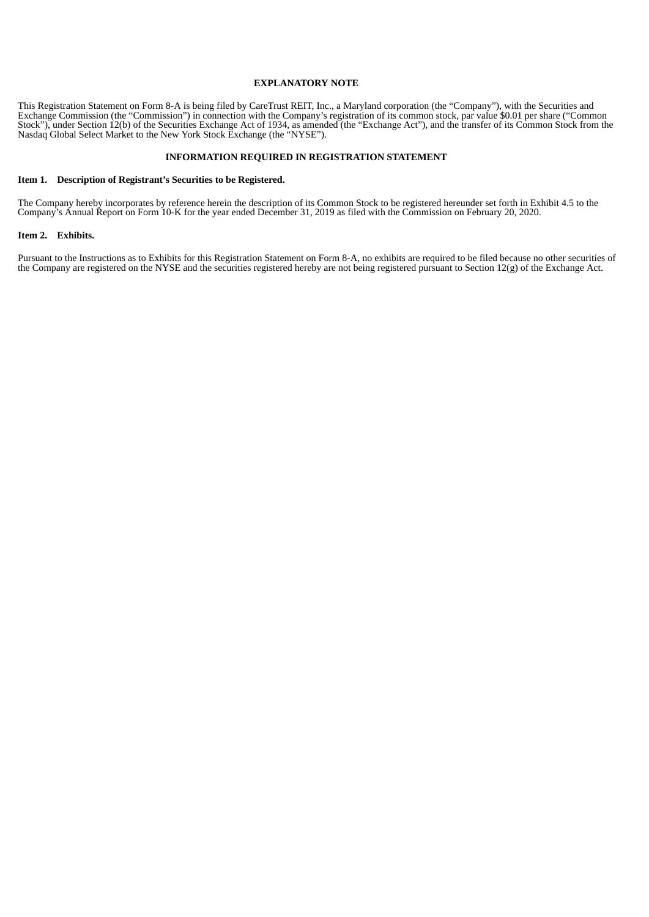## EXPLANATORY NOTE

This Registration Statement on Form 8-A is being filed by CareTrust REIT, Inc., a Maryland corporation (the "Company"), with the Securities and Exchange Commission (the "Commission") in connection with the Company's registration of its common stock, par value $0.01 per share ("Common Stock"), under Section 12(b) of the Securities Exchange Act of 1934, as amended (the "Exchange Act"), and the transfer of its Common Stock from the Nasdaq Global Select Market to the New York Stock Exchange (the "NYSE").

## INFORMATION REQUIRED IN REGISTRATION STATEMENT

### Item 1. Description of Registrant's Securities to be Registered.

The Company hereby incorporates by reference herein the description of its Common Stock to be registered hereunder set forth in Exhibit 4.5 to the Company's Annual Report on Form 10-K for the year ended December 31, 2019 as filed with the Commission on February 20, 2020.

### Item 2. Exhibits.

Pursuant to the Instructions as to Exhibits for this Registration Statement on Form 8-A, no exhibits are required to be filed because no other securities of the Company are registered on the NYSE and the securities registered hereby are not being registered pursuant to Section 12(g) of the Exchange Act.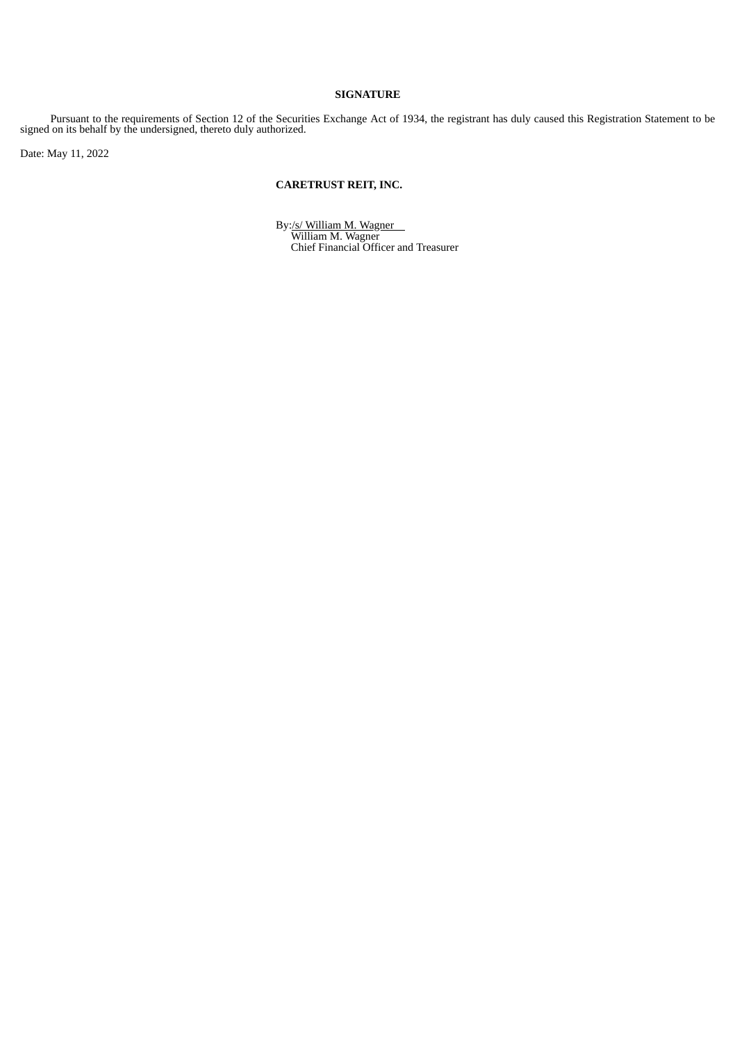**SIGNATURE**

Pursuant to the requirements of Section 12 of the Securities Exchange Act of 1934, the registrant has duly caused this Registration Statement to be signed on its behalf by the undersigned, thereto duly authorized.

Date: May 11, 2022

**CARETRUST REIT, INC.**

By: /s/ William M. Wagner
William M. Wagner
Chief Financial Officer and Treasurer